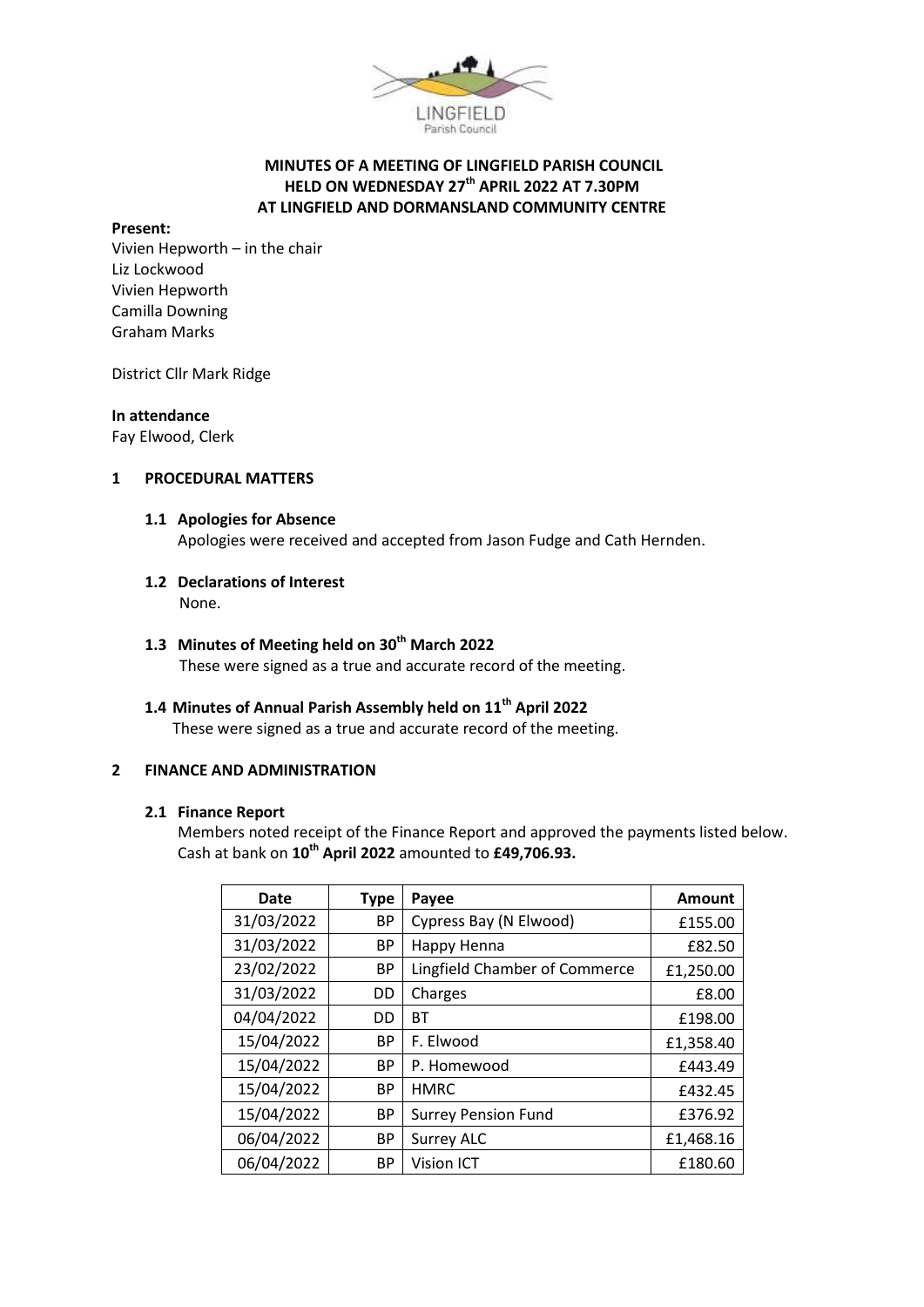# MINUTES OF A MEETING OF LINGFIELD PARISH COUNCIL HELD ON WEDNESDAY 27th APRIL 2022 AT 7.30PM AT LINGFIELD AND DORMANSLAND COMMUNITY CENTRE

**Present:**
Vivien Hepworth – in the chair
Liz Lockwood
Vivien Hepworth
Camilla Downing
Graham Marks

District Cllr Mark Ridge

**In attendance**
Fay Elwood, Clerk

## 1 PROCEDURAL MATTERS

### 1.1 Apologies for Absence

Apologies were received and accepted from Jason Fudge and Cath Hernden.

### 1.2 Declarations of Interest

None.

### 1.3 Minutes of Meeting held on 30th March 2022

These were signed as a true and accurate record of the meeting.

### 1.4 Minutes of Annual Parish Assembly held on 11th April 2022

These were signed as a true and accurate record of the meeting.

## 2 FINANCE AND ADMINISTRATION

### 2.1 Finance Report

Members noted receipt of the Finance Report and approved the payments listed below. Cash at bank on **10th April 2022** amounted to **£49,706.93.**

| Date | Type | Payee | Amount |
|---|---|---|---|
| 31/03/2022 | BP | Cypress Bay (N Elwood) | £155.00 |
| 31/03/2022 | BP | Happy Henna | £82.50 |
| 23/02/2022 | BP | Lingfield Chamber of Commerce | £1,250.00 |
| 31/03/2022 | DD | Charges | £8.00 |
| 04/04/2022 | DD | BT | £198.00 |
| 15/04/2022 | BP | F. Elwood | £1,358.40 |
| 15/04/2022 | BP | P. Homewood | £443.49 |
| 15/04/2022 | BP | HMRC | £432.45 |
| 15/04/2022 | BP | Surrey Pension Fund | £376.92 |
| 06/04/2022 | BP | Surrey ALC | £1,468.16 |
| 06/04/2022 | BP | Vision ICT | £180.60 |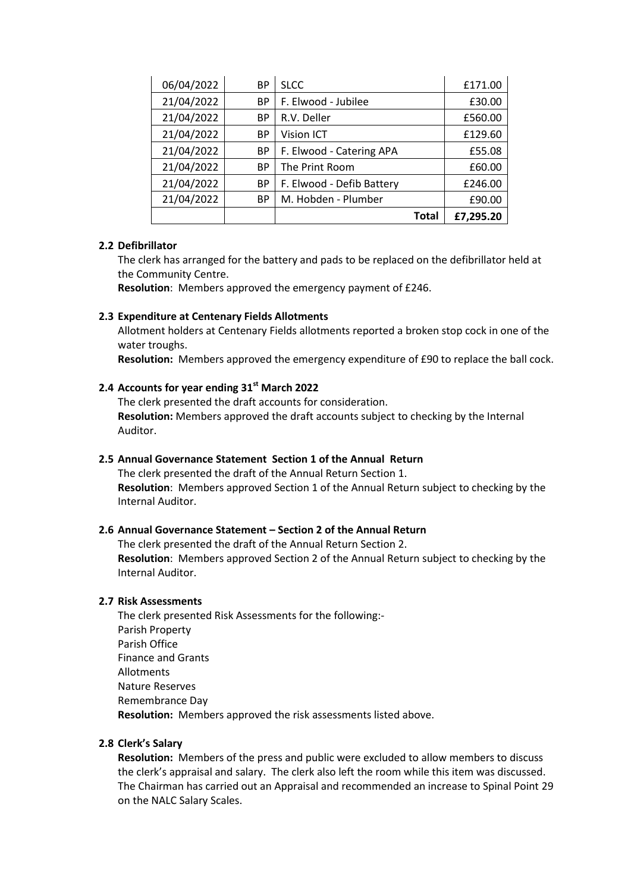| | | | |
|---|---|---|---|
| 06/04/2022 | BP | SLCC | £171.00 |
| 21/04/2022 | BP | F. Elwood - Jubilee | £30.00 |
| 21/04/2022 | BP | R.V. Deller | £560.00 |
| 21/04/2022 | BP | Vision ICT | £129.60 |
| 21/04/2022 | BP | F. Elwood - Catering APA | £55.08 |
| 21/04/2022 | BP | The Print Room | £60.00 |
| 21/04/2022 | BP | F. Elwood - Defib Battery | £246.00 |
| 21/04/2022 | BP | M. Hobden - Plumber | £90.00 |
| | | **Total** | **£7,295.20** |

**2.2 Defibrillator**

The clerk has arranged for the battery and pads to be replaced on the defibrillator held at the Community Centre.

**Resolution**: Members approved the emergency payment of £246.

**2.3 Expenditure at Centenary Fields Allotments**

Allotment holders at Centenary Fields allotments reported a broken stop cock in one of the water troughs.

**Resolution:** Members approved the emergency expenditure of £90 to replace the ball cock.

**2.4 Accounts for year ending 31st March 2022**

The clerk presented the draft accounts for consideration.

**Resolution:** Members approved the draft accounts subject to checking by the Internal Auditor.

**2.5 Annual Governance Statement Section 1 of the Annual Return**

The clerk presented the draft of the Annual Return Section 1.

**Resolution**: Members approved Section 1 of the Annual Return subject to checking by the Internal Auditor.

**2.6 Annual Governance Statement – Section 2 of the Annual Return**

The clerk presented the draft of the Annual Return Section 2.

**Resolution**: Members approved Section 2 of the Annual Return subject to checking by the Internal Auditor.

**2.7 Risk Assessments**

The clerk presented Risk Assessments for the following:-

Parish Property
Parish Office
Finance and Grants
Allotments
Nature Reserves
Remembrance Day

**Resolution:** Members approved the risk assessments listed above.

**2.8 Clerk's Salary**

**Resolution:** Members of the press and public were excluded to allow members to discuss the clerk's appraisal and salary. The clerk also left the room while this item was discussed. The Chairman has carried out an Appraisal and recommended an increase to Spinal Point 29 on the NALC Salary Scales.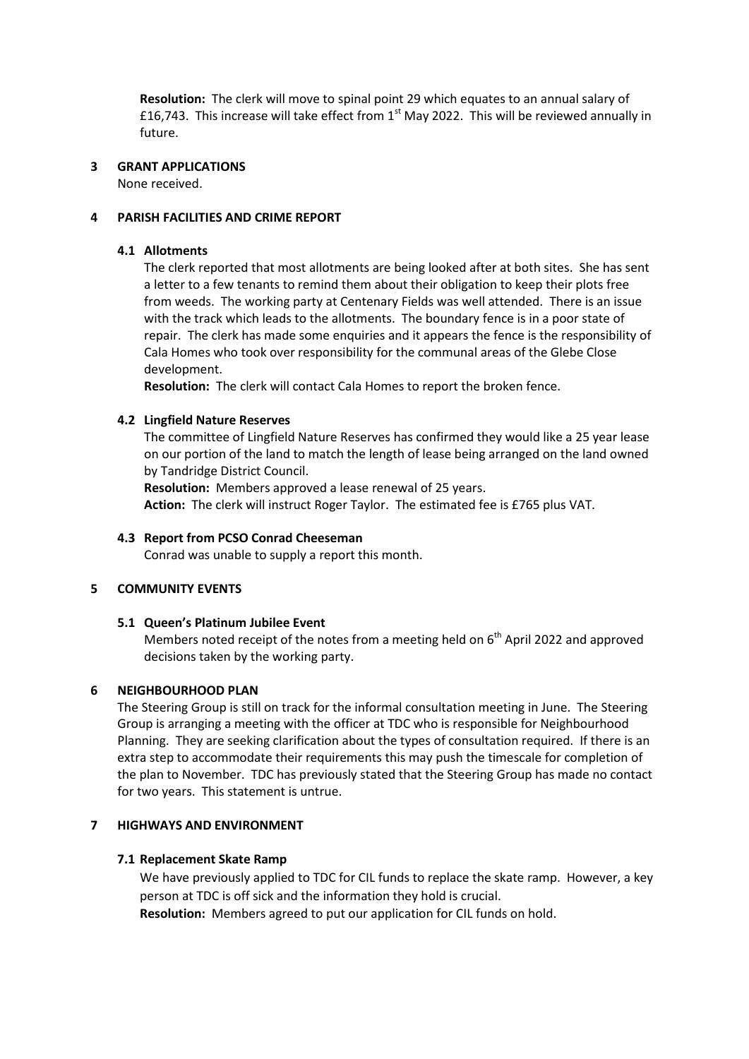**Resolution:** The clerk will move to spinal point 29 which equates to an annual salary of £16,743. This increase will take effect from 1st May 2022. This will be reviewed annually in future.

## 3 GRANT APPLICATIONS

None received.

## 4 PARISH FACILITIES AND CRIME REPORT

### 4.1 Allotments

The clerk reported that most allotments are being looked after at both sites. She has sent a letter to a few tenants to remind them about their obligation to keep their plots free from weeds. The working party at Centenary Fields was well attended. There is an issue with the track which leads to the allotments. The boundary fence is in a poor state of repair. The clerk has made some enquiries and it appears the fence is the responsibility of Cala Homes who took over responsibility for the communal areas of the Glebe Close development.

**Resolution:** The clerk will contact Cala Homes to report the broken fence.

### 4.2 Lingfield Nature Reserves

The committee of Lingfield Nature Reserves has confirmed they would like a 25 year lease on our portion of the land to match the length of lease being arranged on the land owned by Tandridge District Council.

**Resolution:** Members approved a lease renewal of 25 years.

**Action:** The clerk will instruct Roger Taylor. The estimated fee is £765 plus VAT.

### 4.3 Report from PCSO Conrad Cheeseman

Conrad was unable to supply a report this month.

## 5 COMMUNITY EVENTS

### 5.1 Queen's Platinum Jubilee Event

Members noted receipt of the notes from a meeting held on 6th April 2022 and approved decisions taken by the working party.

## 6 NEIGHBOURHOOD PLAN

The Steering Group is still on track for the informal consultation meeting in June. The Steering Group is arranging a meeting with the officer at TDC who is responsible for Neighbourhood Planning. They are seeking clarification about the types of consultation required. If there is an extra step to accommodate their requirements this may push the timescale for completion of the plan to November. TDC has previously stated that the Steering Group has made no contact for two years. This statement is untrue.

## 7 HIGHWAYS AND ENVIRONMENT

### 7.1 Replacement Skate Ramp

We have previously applied to TDC for CIL funds to replace the skate ramp. However, a key person at TDC is off sick and the information they hold is crucial.

**Resolution:** Members agreed to put our application for CIL funds on hold.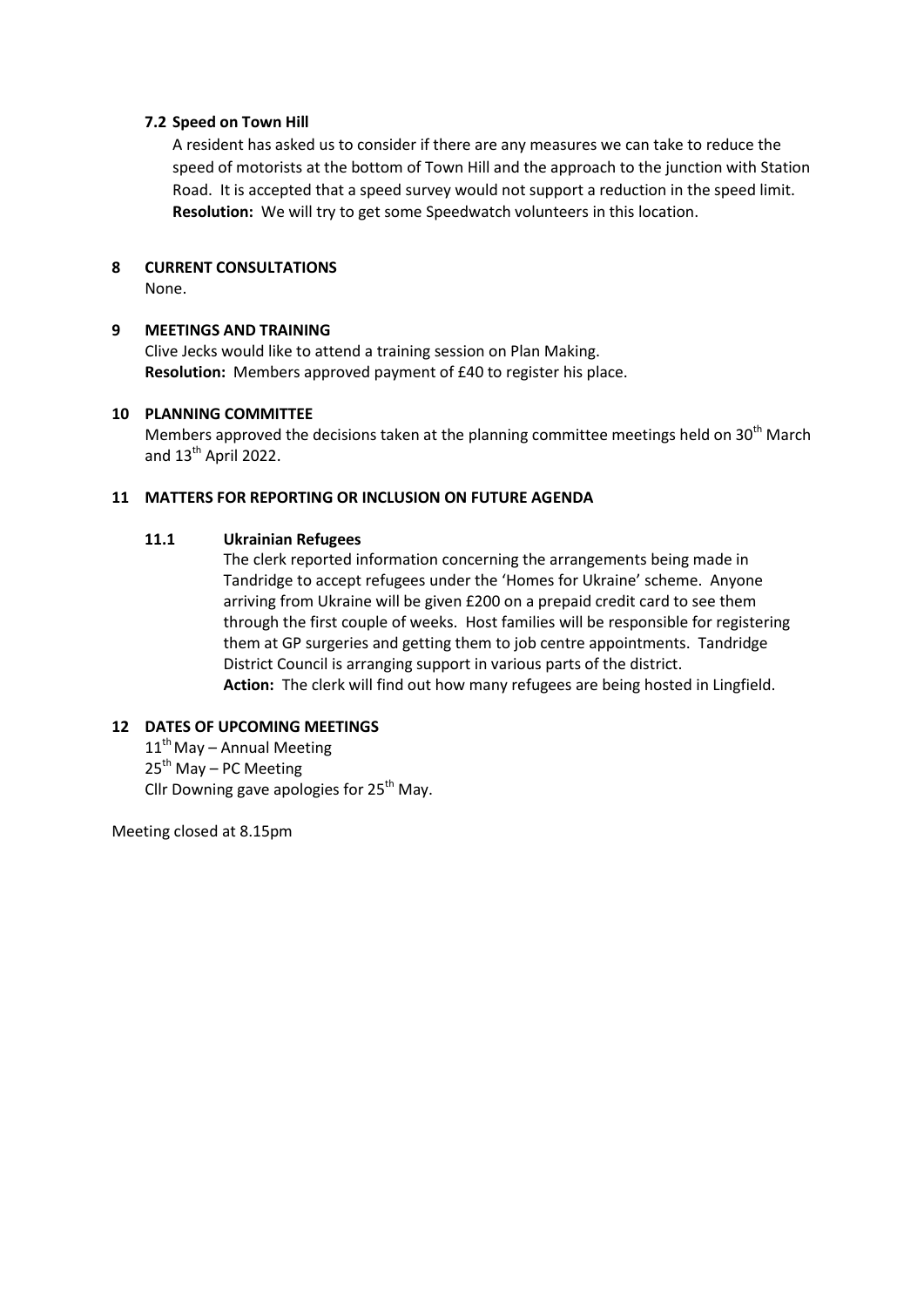### 7.2 Speed on Town Hill

A resident has asked us to consider if there are any measures we can take to reduce the speed of motorists at the bottom of Town Hill and the approach to the junction with Station Road. It is accepted that a speed survey would not support a reduction in the speed limit. **Resolution:** We will try to get some Speedwatch volunteers in this location.

## 8 CURRENT CONSULTATIONS

None.

## 9 MEETINGS AND TRAINING

Clive Jecks would like to attend a training session on Plan Making.
**Resolution:** Members approved payment of £40 to register his place.

## 10 PLANNING COMMITTEE

Members approved the decisions taken at the planning committee meetings held on 30th March and 13th April 2022.

## 11 MATTERS FOR REPORTING OR INCLUSION ON FUTURE AGENDA

### 11.1 Ukrainian Refugees

The clerk reported information concerning the arrangements being made in Tandridge to accept refugees under the 'Homes for Ukraine' scheme. Anyone arriving from Ukraine will be given £200 on a prepaid credit card to see them through the first couple of weeks. Host families will be responsible for registering them at GP surgeries and getting them to job centre appointments. Tandridge District Council is arranging support in various parts of the district.
**Action:** The clerk will find out how many refugees are being hosted in Lingfield.

## 12 DATES OF UPCOMING MEETINGS

11th May – Annual Meeting
25th May – PC Meeting
Cllr Downing gave apologies for 25th May.

Meeting closed at 8.15pm